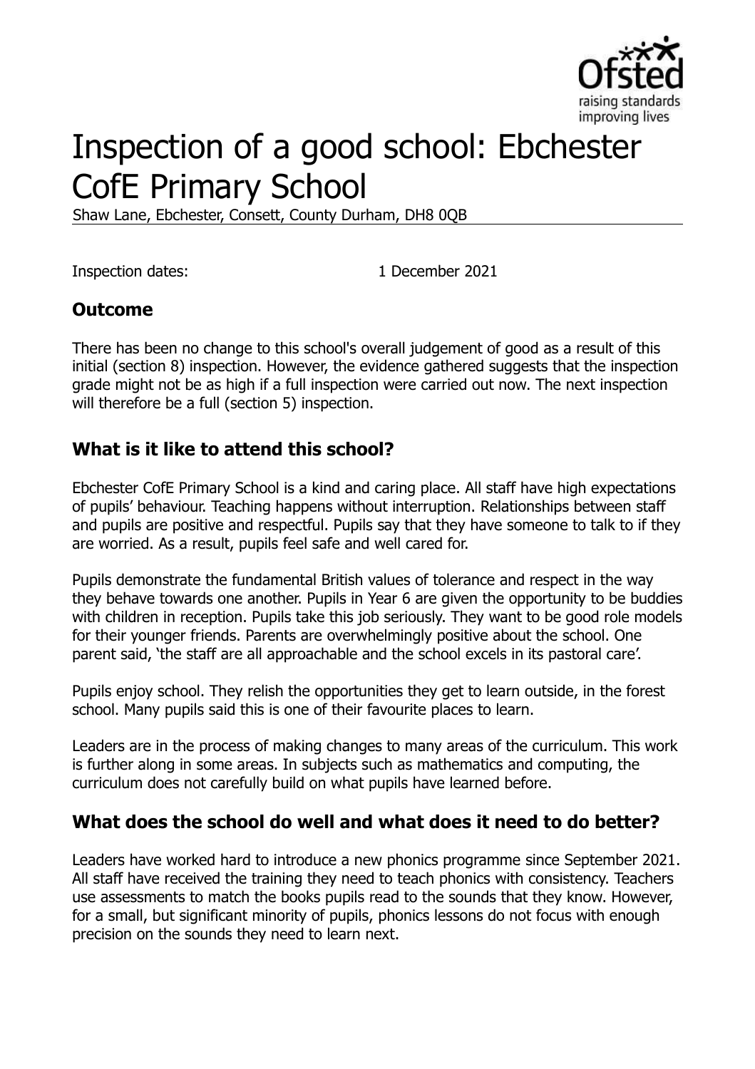# Inspection of a good school: Ebchester CofE Primary School

Shaw Lane, Ebchester, Consett, County Durham, DH8 0QB

Inspection dates: 1 December 2021

## Outcome

There has been no change to this school's overall judgement of good as a result of this initial (section 8) inspection. However, the evidence gathered suggests that the inspection grade might not be as high if a full inspection were carried out now. The next inspection will therefore be a full (section 5) inspection.

## What is it like to attend this school?

Ebchester CofE Primary School is a kind and caring place. All staff have high expectations of pupils' behaviour. Teaching happens without interruption. Relationships between staff and pupils are positive and respectful. Pupils say that they have someone to talk to if they are worried. As a result, pupils feel safe and well cared for.

Pupils demonstrate the fundamental British values of tolerance and respect in the way they behave towards one another. Pupils in Year 6 are given the opportunity to be buddies with children in reception. Pupils take this job seriously. They want to be good role models for their younger friends. Parents are overwhelmingly positive about the school. One parent said, 'the staff are all approachable and the school excels in its pastoral care'.

Pupils enjoy school. They relish the opportunities they get to learn outside, in the forest school. Many pupils said this is one of their favourite places to learn.

Leaders are in the process of making changes to many areas of the curriculum. This work is further along in some areas. In subjects such as mathematics and computing, the curriculum does not carefully build on what pupils have learned before.

## What does the school do well and what does it need to do better?

Leaders have worked hard to introduce a new phonics programme since September 2021. All staff have received the training they need to teach phonics with consistency. Teachers use assessments to match the books pupils read to the sounds that they know. However, for a small, but significant minority of pupils, phonics lessons do not focus with enough precision on the sounds they need to learn next.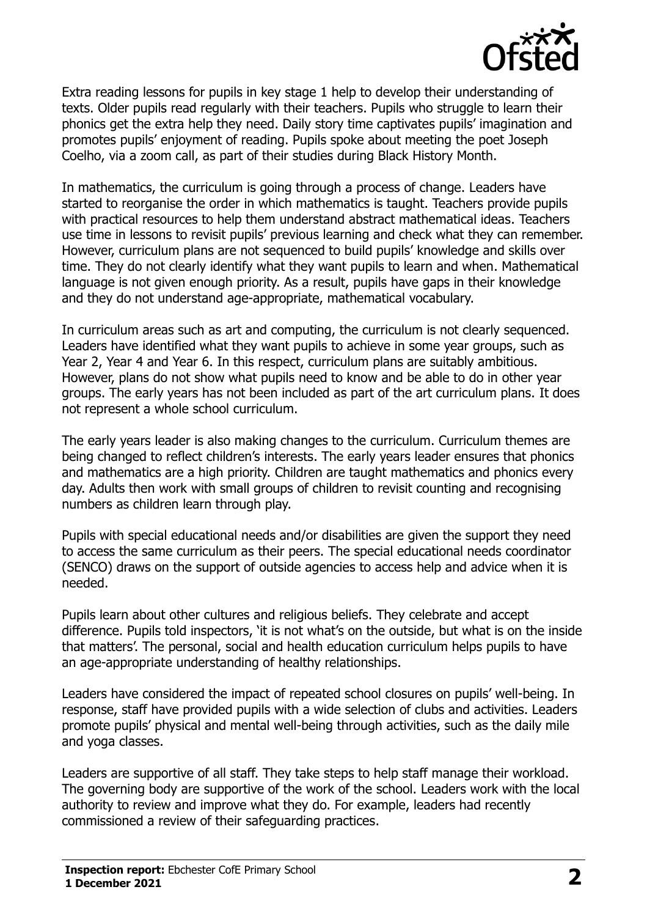Extra reading lessons for pupils in key stage 1 help to develop their understanding of texts. Older pupils read regularly with their teachers. Pupils who struggle to learn their phonics get the extra help they need. Daily story time captivates pupils' imagination and promotes pupils' enjoyment of reading. Pupils spoke about meeting the poet Joseph Coelho, via a zoom call, as part of their studies during Black History Month.

In mathematics, the curriculum is going through a process of change. Leaders have started to reorganise the order in which mathematics is taught. Teachers provide pupils with practical resources to help them understand abstract mathematical ideas. Teachers use time in lessons to revisit pupils' previous learning and check what they can remember. However, curriculum plans are not sequenced to build pupils' knowledge and skills over time. They do not clearly identify what they want pupils to learn and when. Mathematical language is not given enough priority. As a result, pupils have gaps in their knowledge and they do not understand age-appropriate, mathematical vocabulary.

In curriculum areas such as art and computing, the curriculum is not clearly sequenced. Leaders have identified what they want pupils to achieve in some year groups, such as Year 2, Year 4 and Year 6. In this respect, curriculum plans are suitably ambitious. However, plans do not show what pupils need to know and be able to do in other year groups. The early years has not been included as part of the art curriculum plans. It does not represent a whole school curriculum.

The early years leader is also making changes to the curriculum. Curriculum themes are being changed to reflect children's interests. The early years leader ensures that phonics and mathematics are a high priority. Children are taught mathematics and phonics every day. Adults then work with small groups of children to revisit counting and recognising numbers as children learn through play.

Pupils with special educational needs and/or disabilities are given the support they need to access the same curriculum as their peers. The special educational needs coordinator (SENCO) draws on the support of outside agencies to access help and advice when it is needed.

Pupils learn about other cultures and religious beliefs. They celebrate and accept difference. Pupils told inspectors, 'it is not what's on the outside, but what is on the inside that matters'. The personal, social and health education curriculum helps pupils to have an age-appropriate understanding of healthy relationships.

Leaders have considered the impact of repeated school closures on pupils' well-being. In response, staff have provided pupils with a wide selection of clubs and activities. Leaders promote pupils' physical and mental well-being through activities, such as the daily mile and yoga classes.

Leaders are supportive of all staff. They take steps to help staff manage their workload. The governing body are supportive of the work of the school. Leaders work with the local authority to review and improve what they do. For example, leaders had recently commissioned a review of their safeguarding practices.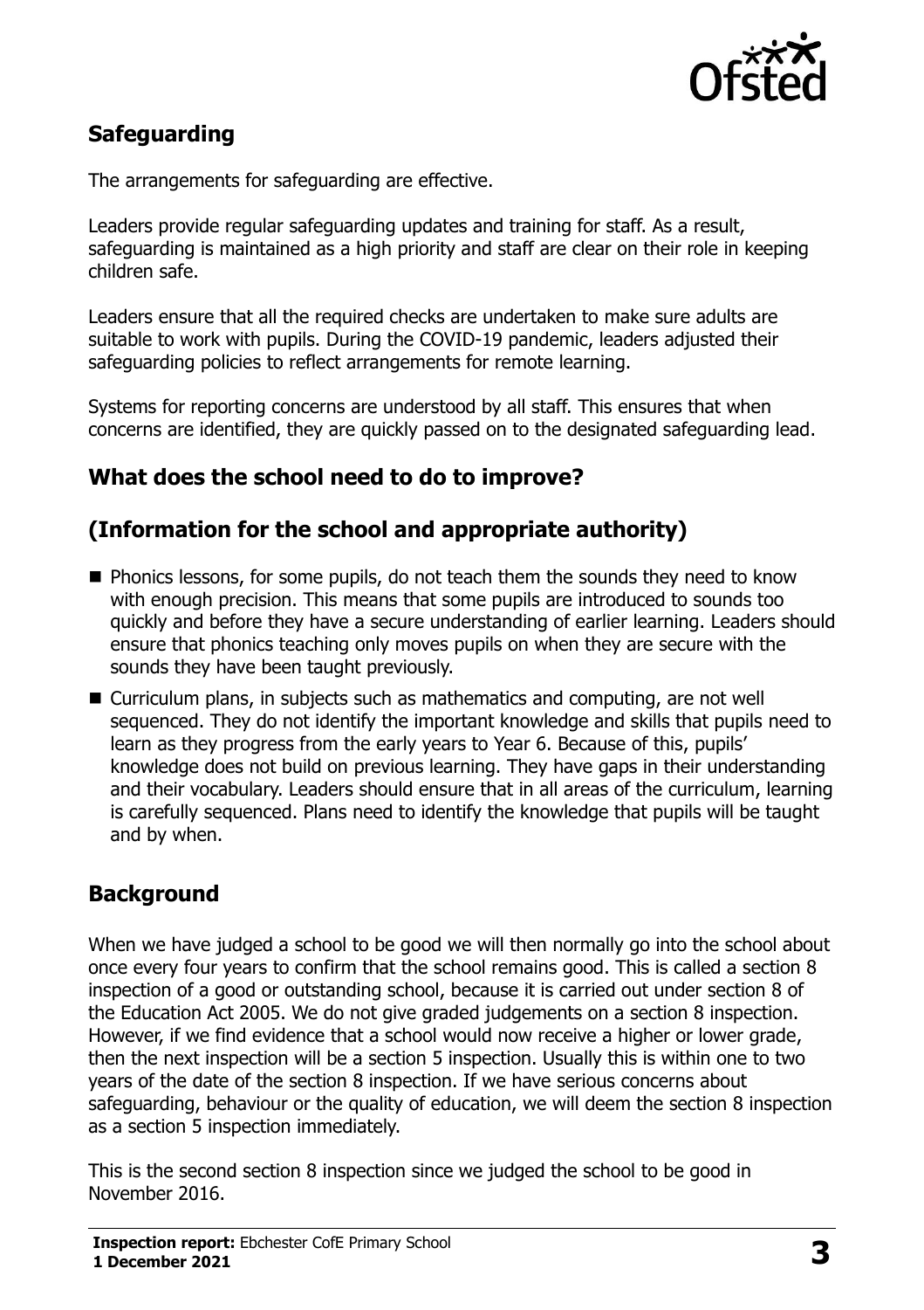## Safeguarding

The arrangements for safeguarding are effective.

Leaders provide regular safeguarding updates and training for staff. As a result, safeguarding is maintained as a high priority and staff are clear on their role in keeping children safe.

Leaders ensure that all the required checks are undertaken to make sure adults are suitable to work with pupils. During the COVID-19 pandemic, leaders adjusted their safeguarding policies to reflect arrangements for remote learning.

Systems for reporting concerns are understood by all staff. This ensures that when concerns are identified, they are quickly passed on to the designated safeguarding lead.

## What does the school need to do to improve?

## (Information for the school and appropriate authority)

- Phonics lessons, for some pupils, do not teach them the sounds they need to know with enough precision. This means that some pupils are introduced to sounds too quickly and before they have a secure understanding of earlier learning. Leaders should ensure that phonics teaching only moves pupils on when they are secure with the sounds they have been taught previously.
- Curriculum plans, in subjects such as mathematics and computing, are not well sequenced. They do not identify the important knowledge and skills that pupils need to learn as they progress from the early years to Year 6. Because of this, pupils' knowledge does not build on previous learning. They have gaps in their understanding and their vocabulary. Leaders should ensure that in all areas of the curriculum, learning is carefully sequenced. Plans need to identify the knowledge that pupils will be taught and by when.

## Background

When we have judged a school to be good we will then normally go into the school about once every four years to confirm that the school remains good. This is called a section 8 inspection of a good or outstanding school, because it is carried out under section 8 of the Education Act 2005. We do not give graded judgements on a section 8 inspection. However, if we find evidence that a school would now receive a higher or lower grade, then the next inspection will be a section 5 inspection. Usually this is within one to two years of the date of the section 8 inspection. If we have serious concerns about safeguarding, behaviour or the quality of education, we will deem the section 8 inspection as a section 5 inspection immediately.

This is the second section 8 inspection since we judged the school to be good in November 2016.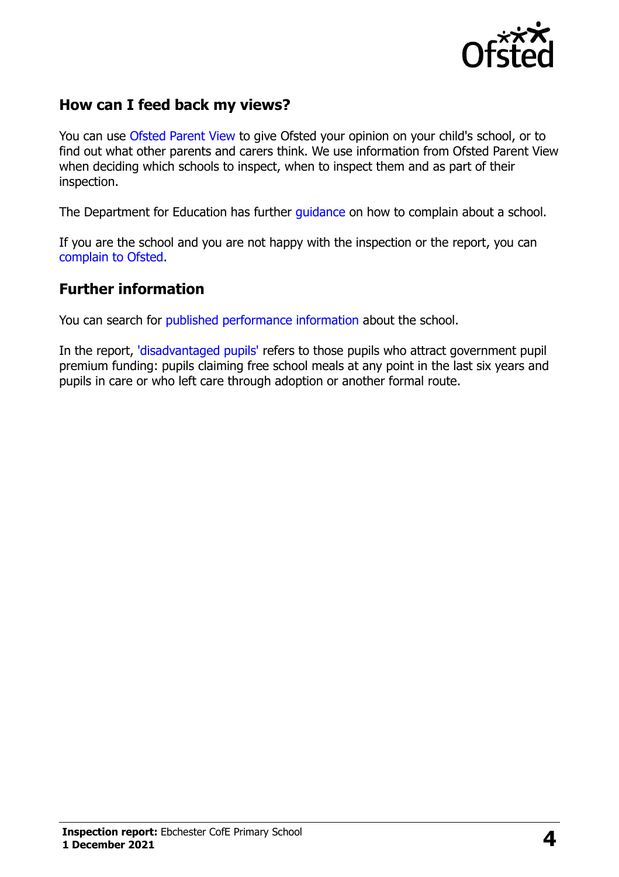## How can I feed back my views?

You can use Ofsted Parent View to give Ofsted your opinion on your child's school, or to find out what other parents and carers think. We use information from Ofsted Parent View when deciding which schools to inspect, when to inspect them and as part of their inspection.

The Department for Education has further guidance on how to complain about a school.

If you are the school and you are not happy with the inspection or the report, you can complain to Ofsted.

## Further information

You can search for published performance information about the school.

In the report, 'disadvantaged pupils' refers to those pupils who attract government pupil premium funding: pupils claiming free school meals at any point in the last six years and pupils in care or who left care through adoption or another formal route.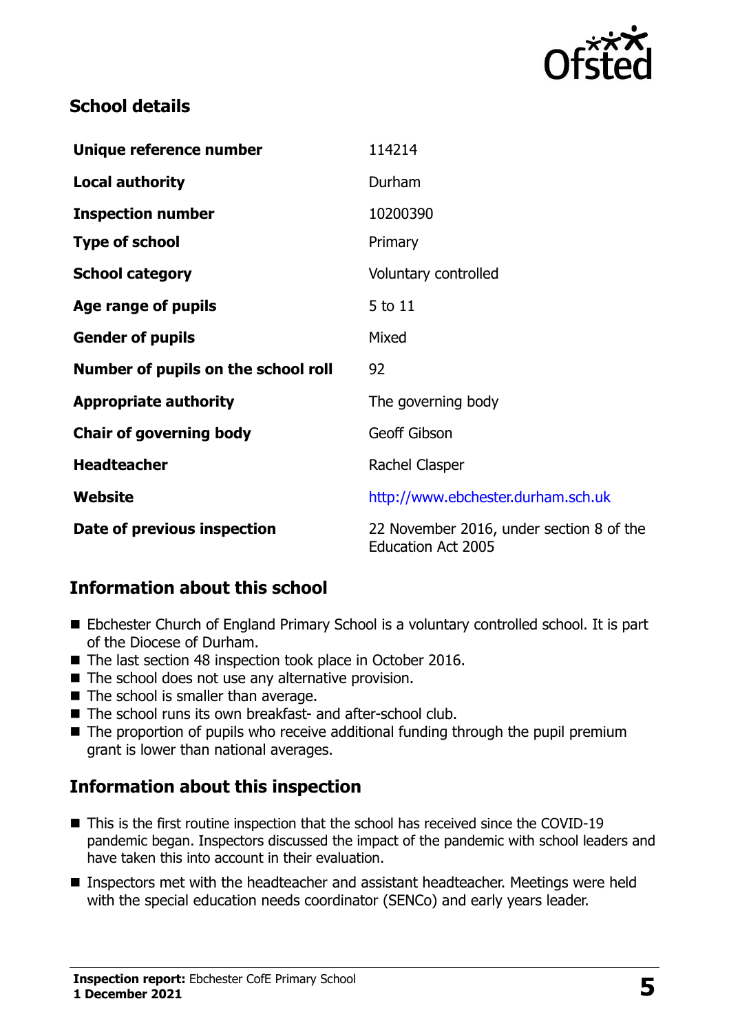## School details

| | |
|---|---|
| **Unique reference number** | 114214 |
| **Local authority** | Durham |
| **Inspection number** | 10200390 |
| **Type of school** | Primary |
| **School category** | Voluntary controlled |
| **Age range of pupils** | 5 to 11 |
| **Gender of pupils** | Mixed |
| **Number of pupils on the school roll** | 92 |
| **Appropriate authority** | The governing body |
| **Chair of governing body** | Geoff Gibson |
| **Headteacher** | Rachel Clasper |
| **Website** | http://www.ebchester.durham.sch.uk |
| **Date of previous inspection** | 22 November 2016, under section 8 of the Education Act 2005 |

## Information about this school

- Ebchester Church of England Primary School is a voluntary controlled school. It is part of the Diocese of Durham.
- The last section 48 inspection took place in October 2016.
- The school does not use any alternative provision.
- The school is smaller than average.
- The school runs its own breakfast- and after-school club.
- The proportion of pupils who receive additional funding through the pupil premium grant is lower than national averages.

## Information about this inspection

- This is the first routine inspection that the school has received since the COVID-19 pandemic began. Inspectors discussed the impact of the pandemic with school leaders and have taken this into account in their evaluation.
- Inspectors met with the headteacher and assistant headteacher. Meetings were held with the special education needs coordinator (SENCo) and early years leader.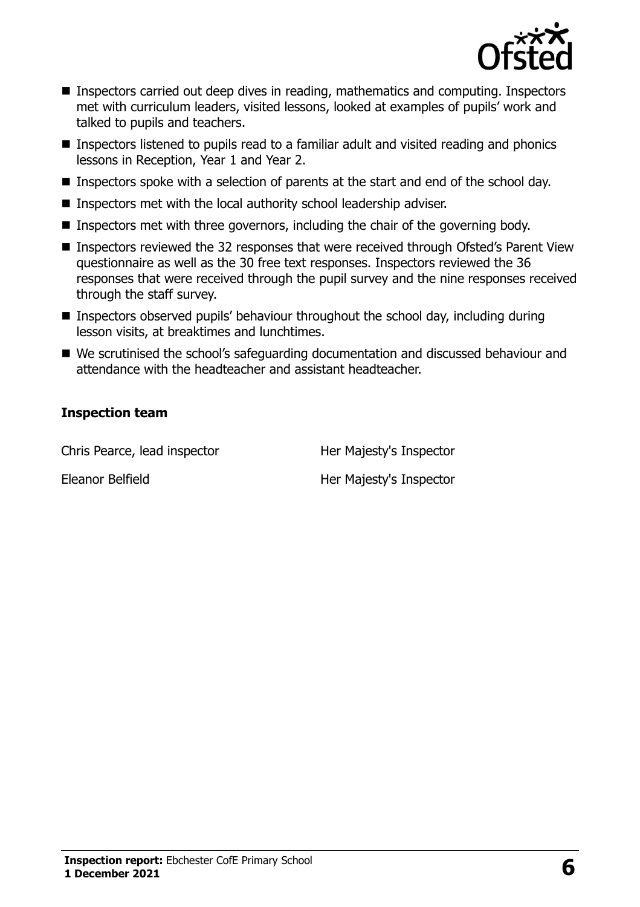- Inspectors carried out deep dives in reading, mathematics and computing. Inspectors met with curriculum leaders, visited lessons, looked at examples of pupils' work and talked to pupils and teachers.
- Inspectors listened to pupils read to a familiar adult and visited reading and phonics lessons in Reception, Year 1 and Year 2.
- Inspectors spoke with a selection of parents at the start and end of the school day.
- Inspectors met with the local authority school leadership adviser.
- Inspectors met with three governors, including the chair of the governing body.
- Inspectors reviewed the 32 responses that were received through Ofsted's Parent View questionnaire as well as the 30 free text responses. Inspectors reviewed the 36 responses that were received through the pupil survey and the nine responses received through the staff survey.
- Inspectors observed pupils' behaviour throughout the school day, including during lesson visits, at breaktimes and lunchtimes.
- We scrutinised the school's safeguarding documentation and discussed behaviour and attendance with the headteacher and assistant headteacher.

### Inspection team

| | |
|---|---|
| Chris Pearce, lead inspector | Her Majesty's Inspector |
| Eleanor Belfield | Her Majesty's Inspector |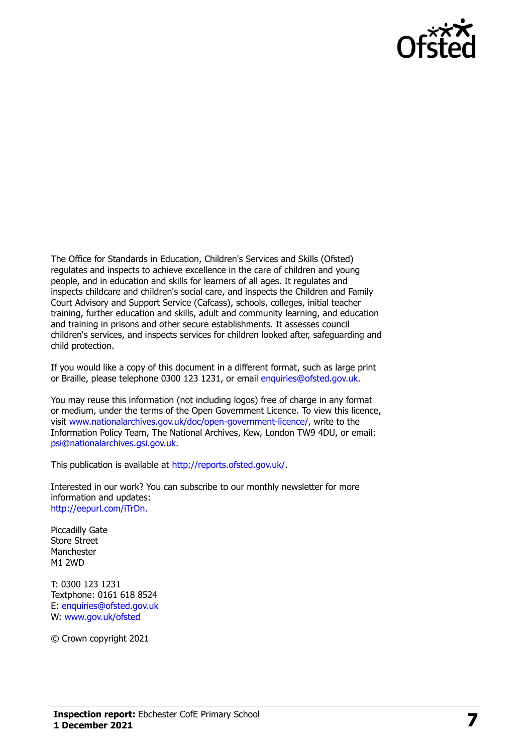The Office for Standards in Education, Children's Services and Skills (Ofsted) regulates and inspects to achieve excellence in the care of children and young people, and in education and skills for learners of all ages. It regulates and inspects childcare and children's social care, and inspects the Children and Family Court Advisory and Support Service (Cafcass), schools, colleges, initial teacher training, further education and skills, adult and community learning, and education and training in prisons and other secure establishments. It assesses council children's services, and inspects services for children looked after, safeguarding and child protection.

If you would like a copy of this document in a different format, such as large print or Braille, please telephone 0300 123 1231, or email enquiries@ofsted.gov.uk.

You may reuse this information (not including logos) free of charge in any format or medium, under the terms of the Open Government Licence. To view this licence, visit www.nationalarchives.gov.uk/doc/open-government-licence/, write to the Information Policy Team, The National Archives, Kew, London TW9 4DU, or email: psi@nationalarchives.gsi.gov.uk.

This publication is available at http://reports.ofsted.gov.uk/.

Interested in our work? You can subscribe to our monthly newsletter for more information and updates:
http://eepurl.com/iTrDn.

Piccadilly Gate
Store Street
Manchester
M1 2WD

T: 0300 123 1231
Textphone: 0161 618 8524
E: enquiries@ofsted.gov.uk
W: www.gov.uk/ofsted

© Crown copyright 2021